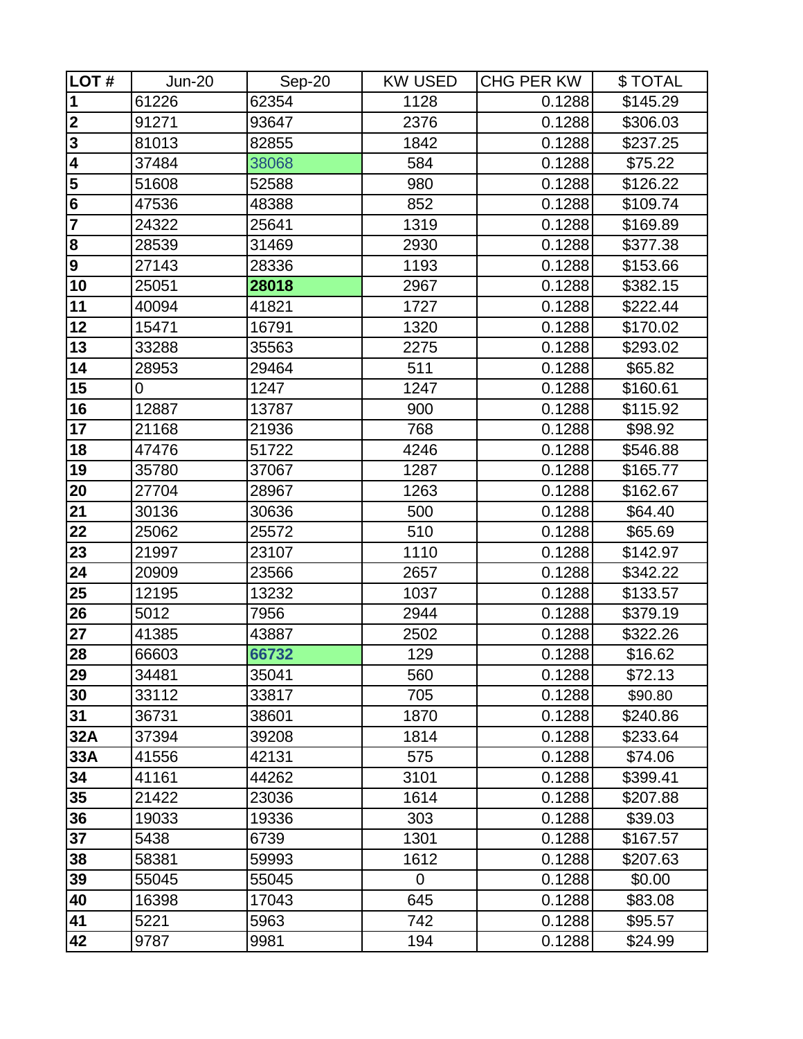| LOT # | Jun-20 | Sep-20 | KW USED | CHG PER KW | $ TOTAL |
|---|---|---|---|---|---|
| **1** | 61226 | 62354 | 1128 | 0.1288 | $145.29 |
| **2** | 91271 | 93647 | 2376 | 0.1288 | $306.03 |
| **3** | 81013 | 82855 | 1842 | 0.1288 | $237.25 |
| **4** | 37484 | 38068 | 584 | 0.1288 | $75.22 |
| **5** | 51608 | 52588 | 980 | 0.1288 | $126.22 |
| **6** | 47536 | 48388 | 852 | 0.1288 | $109.74 |
| **7** | 24322 | 25641 | 1319 | 0.1288 | $169.89 |
| **8** | 28539 | 31469 | 2930 | 0.1288 | $377.38 |
| **9** | 27143 | 28336 | 1193 | 0.1288 | $153.66 |
| **10** | 25051 | **28018** | 2967 | 0.1288 | $382.15 |
| **11** | 40094 | 41821 | 1727 | 0.1288 | $222.44 |
| **12** | 15471 | 16791 | 1320 | 0.1288 | $170.02 |
| **13** | 33288 | 35563 | 2275 | 0.1288 | $293.02 |
| **14** | 28953 | 29464 | 511 | 0.1288 | $65.82 |
| **15** | 0 | 1247 | 1247 | 0.1288 | $160.61 |
| **16** | 12887 | 13787 | 900 | 0.1288 | $115.92 |
| **17** | 21168 | 21936 | 768 | 0.1288 | $98.92 |
| **18** | 47476 | 51722 | 4246 | 0.1288 | $546.88 |
| **19** | 35780 | 37067 | 1287 | 0.1288 | $165.77 |
| **20** | 27704 | 28967 | 1263 | 0.1288 | $162.67 |
| **21** | 30136 | 30636 | 500 | 0.1288 | $64.40 |
| **22** | 25062 | 25572 | 510 | 0.1288 | $65.69 |
| **23** | 21997 | 23107 | 1110 | 0.1288 | $142.97 |
| **24** | 20909 | 23566 | 2657 | 0.1288 | $342.22 |
| **25** | 12195 | 13232 | 1037 | 0.1288 | $133.57 |
| **26** | 5012 | 7956 | 2944 | 0.1288 | $379.19 |
| **27** | 41385 | 43887 | 2502 | 0.1288 | $322.26 |
| **28** | 66603 | **66732** | 129 | 0.1288 | $16.62 |
| **29** | 34481 | 35041 | 560 | 0.1288 | $72.13 |
| **30** | 33112 | 33817 | 705 | 0.1288 | $90.80 |
| **31** | 36731 | 38601 | 1870 | 0.1288 | $240.86 |
| **32A** | 37394 | 39208 | 1814 | 0.1288 | $233.64 |
| **33A** | 41556 | 42131 | 575 | 0.1288 | $74.06 |
| **34** | 41161 | 44262 | 3101 | 0.1288 | $399.41 |
| **35** | 21422 | 23036 | 1614 | 0.1288 | $207.88 |
| **36** | 19033 | 19336 | 303 | 0.1288 | $39.03 |
| **37** | 5438 | 6739 | 1301 | 0.1288 | $167.57 |
| **38** | 58381 | 59993 | 1612 | 0.1288 | $207.63 |
| **39** | 55045 | 55045 | 0 | 0.1288 | $0.00 |
| **40** | 16398 | 17043 | 645 | 0.1288 | $83.08 |
| **41** | 5221 | 5963 | 742 | 0.1288 | $95.57 |
| **42** | 9787 | 9981 | 194 | 0.1288 | $24.99 |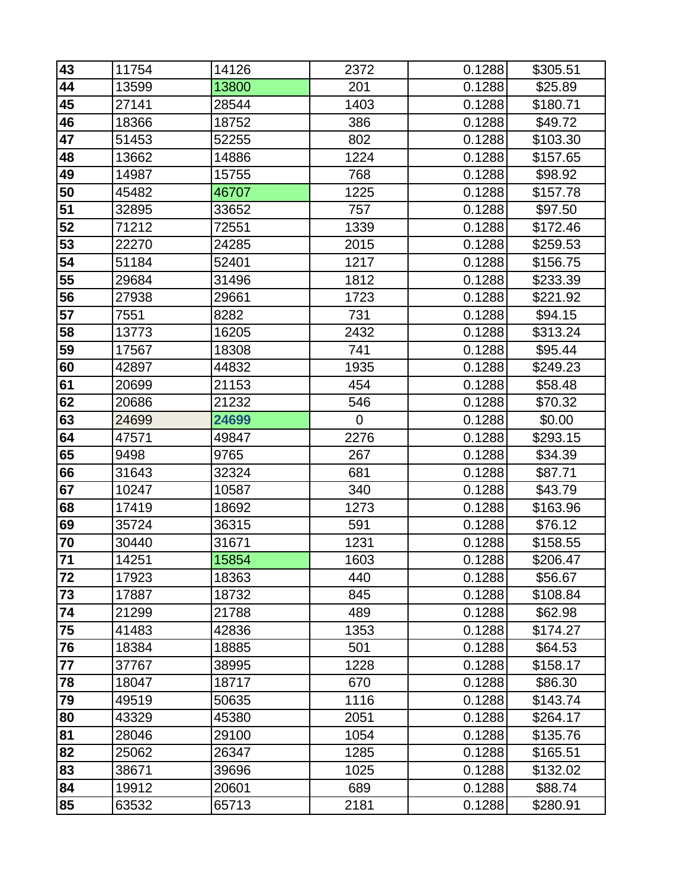| | | | | | |
|---|---|---|---|---|---|
| **43** | 11754 | 14126 | 2372 | 0.1288 | $305.51 |
| **44** | 13599 | 13800 | 201 | 0.1288 | $25.89 |
| **45** | 27141 | 28544 | 1403 | 0.1288 | $180.71 |
| **46** | 18366 | 18752 | 386 | 0.1288 | $49.72 |
| **47** | 51453 | 52255 | 802 | 0.1288 | $103.30 |
| **48** | 13662 | 14886 | 1224 | 0.1288 | $157.65 |
| **49** | 14987 | 15755 | 768 | 0.1288 | $98.92 |
| **50** | 45482 | 46707 | 1225 | 0.1288 | $157.78 |
| **51** | 32895 | 33652 | 757 | 0.1288 | $97.50 |
| **52** | 71212 | 72551 | 1339 | 0.1288 | $172.46 |
| **53** | 22270 | 24285 | 2015 | 0.1288 | $259.53 |
| **54** | 51184 | 52401 | 1217 | 0.1288 | $156.75 |
| **55** | 29684 | 31496 | 1812 | 0.1288 | $233.39 |
| **56** | 27938 | 29661 | 1723 | 0.1288 | $221.92 |
| **57** | 7551 | 8282 | 731 | 0.1288 | $94.15 |
| **58** | 13773 | 16205 | 2432 | 0.1288 | $313.24 |
| **59** | 17567 | 18308 | 741 | 0.1288 | $95.44 |
| **60** | 42897 | 44832 | 1935 | 0.1288 | $249.23 |
| **61** | 20699 | 21153 | 454 | 0.1288 | $58.48 |
| **62** | 20686 | 21232 | 546 | 0.1288 | $70.32 |
| **63** | 24699 | **24699** | 0 | 0.1288 | $0.00 |
| **64** | 47571 | 49847 | 2276 | 0.1288 | $293.15 |
| **65** | 9498 | 9765 | 267 | 0.1288 | $34.39 |
| **66** | 31643 | 32324 | 681 | 0.1288 | $87.71 |
| **67** | 10247 | 10587 | 340 | 0.1288 | $43.79 |
| **68** | 17419 | 18692 | 1273 | 0.1288 | $163.96 |
| **69** | 35724 | 36315 | 591 | 0.1288 | $76.12 |
| **70** | 30440 | 31671 | 1231 | 0.1288 | $158.55 |
| **71** | 14251 | 15854 | 1603 | 0.1288 | $206.47 |
| **72** | 17923 | 18363 | 440 | 0.1288 | $56.67 |
| **73** | 17887 | 18732 | 845 | 0.1288 | $108.84 |
| **74** | 21299 | 21788 | 489 | 0.1288 | $62.98 |
| **75** | 41483 | 42836 | 1353 | 0.1288 | $174.27 |
| **76** | 18384 | 18885 | 501 | 0.1288 | $64.53 |
| **77** | 37767 | 38995 | 1228 | 0.1288 | $158.17 |
| **78** | 18047 | 18717 | 670 | 0.1288 | $86.30 |
| **79** | 49519 | 50635 | 1116 | 0.1288 | $143.74 |
| **80** | 43329 | 45380 | 2051 | 0.1288 | $264.17 |
| **81** | 28046 | 29100 | 1054 | 0.1288 | $135.76 |
| **82** | 25062 | 26347 | 1285 | 0.1288 | $165.51 |
| **83** | 38671 | 39696 | 1025 | 0.1288 | $132.02 |
| **84** | 19912 | 20601 | 689 | 0.1288 | $88.74 |
| **85** | 63532 | 65713 | 2181 | 0.1288 | $280.91 |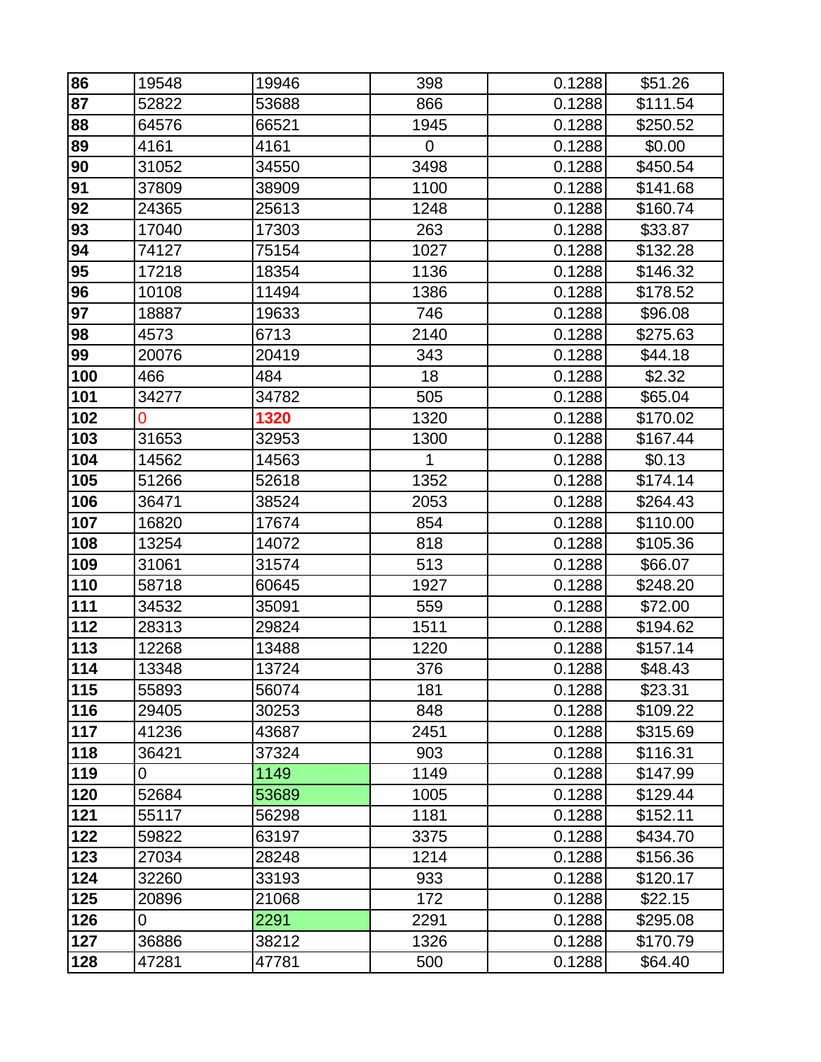| | | | | | |
|---|---|---|---|---|---|
| **86** | 19548 | 19946 | 398 | 0.1288 | $51.26 |
| **87** | 52822 | 53688 | 866 | 0.1288 | $111.54 |
| **88** | 64576 | 66521 | 1945 | 0.1288 | $250.52 |
| **89** | 4161 | 4161 | 0 | 0.1288 | $0.00 |
| **90** | 31052 | 34550 | 3498 | 0.1288 | $450.54 |
| **91** | 37809 | 38909 | 1100 | 0.1288 | $141.68 |
| **92** | 24365 | 25613 | 1248 | 0.1288 | $160.74 |
| **93** | 17040 | 17303 | 263 | 0.1288 | $33.87 |
| **94** | 74127 | 75154 | 1027 | 0.1288 | $132.28 |
| **95** | 17218 | 18354 | 1136 | 0.1288 | $146.32 |
| **96** | 10108 | 11494 | 1386 | 0.1288 | $178.52 |
| **97** | 18887 | 19633 | 746 | 0.1288 | $96.08 |
| **98** | 4573 | 6713 | 2140 | 0.1288 | $275.63 |
| **99** | 20076 | 20419 | 343 | 0.1288 | $44.18 |
| **100** | 466 | 484 | 18 | 0.1288 | $2.32 |
| **101** | 34277 | 34782 | 505 | 0.1288 | $65.04 |
| **102** | 0 | **1320** | 1320 | 0.1288 | $170.02 |
| **103** | 31653 | 32953 | 1300 | 0.1288 | $167.44 |
| **104** | 14562 | 14563 | 1 | 0.1288 | $0.13 |
| **105** | 51266 | 52618 | 1352 | 0.1288 | $174.14 |
| **106** | 36471 | 38524 | 2053 | 0.1288 | $264.43 |
| **107** | 16820 | 17674 | 854 | 0.1288 | $110.00 |
| **108** | 13254 | 14072 | 818 | 0.1288 | $105.36 |
| **109** | 31061 | 31574 | 513 | 0.1288 | $66.07 |
| **110** | 58718 | 60645 | 1927 | 0.1288 | $248.20 |
| **111** | 34532 | 35091 | 559 | 0.1288 | $72.00 |
| **112** | 28313 | 29824 | 1511 | 0.1288 | $194.62 |
| **113** | 12268 | 13488 | 1220 | 0.1288 | $157.14 |
| **114** | 13348 | 13724 | 376 | 0.1288 | $48.43 |
| **115** | 55893 | 56074 | 181 | 0.1288 | $23.31 |
| **116** | 29405 | 30253 | 848 | 0.1288 | $109.22 |
| **117** | 41236 | 43687 | 2451 | 0.1288 | $315.69 |
| **118** | 36421 | 37324 | 903 | 0.1288 | $116.31 |
| **119** | 0 | 1149 | 1149 | 0.1288 | $147.99 |
| **120** | 52684 | 53689 | 1005 | 0.1288 | $129.44 |
| **121** | 55117 | 56298 | 1181 | 0.1288 | $152.11 |
| **122** | 59822 | 63197 | 3375 | 0.1288 | $434.70 |
| **123** | 27034 | 28248 | 1214 | 0.1288 | $156.36 |
| **124** | 32260 | 33193 | 933 | 0.1288 | $120.17 |
| **125** | 20896 | 21068 | 172 | 0.1288 | $22.15 |
| **126** | 0 | 2291 | 2291 | 0.1288 | $295.08 |
| **127** | 36886 | 38212 | 1326 | 0.1288 | $170.79 |
| **128** | 47281 | 47781 | 500 | 0.1288 | $64.40 |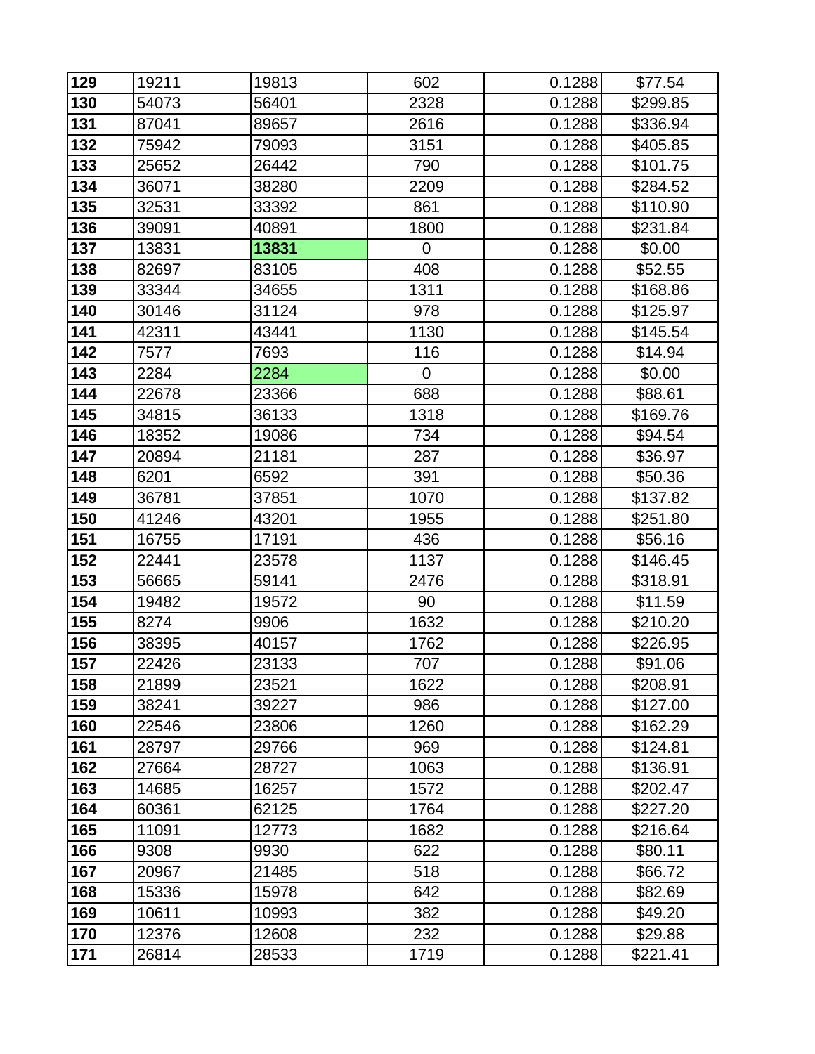| | | | | | |
|---|---|---|---|---|---|
| **129** | 19211 | 19813 | 602 | 0.1288 | $77.54 |
| **130** | 54073 | 56401 | 2328 | 0.1288 | $299.85 |
| **131** | 87041 | 89657 | 2616 | 0.1288 | $336.94 |
| **132** | 75942 | 79093 | 3151 | 0.1288 | $405.85 |
| **133** | 25652 | 26442 | 790 | 0.1288 | $101.75 |
| **134** | 36071 | 38280 | 2209 | 0.1288 | $284.52 |
| **135** | 32531 | 33392 | 861 | 0.1288 | $110.90 |
| **136** | 39091 | 40891 | 1800 | 0.1288 | $231.84 |
| **137** | 13831 | **13831** | 0 | 0.1288 | $0.00 |
| **138** | 82697 | 83105 | 408 | 0.1288 | $52.55 |
| **139** | 33344 | 34655 | 1311 | 0.1288 | $168.86 |
| **140** | 30146 | 31124 | 978 | 0.1288 | $125.97 |
| **141** | 42311 | 43441 | 1130 | 0.1288 | $145.54 |
| **142** | 7577 | 7693 | 116 | 0.1288 | $14.94 |
| **143** | 2284 | 2284 | 0 | 0.1288 | $0.00 |
| **144** | 22678 | 23366 | 688 | 0.1288 | $88.61 |
| **145** | 34815 | 36133 | 1318 | 0.1288 | $169.76 |
| **146** | 18352 | 19086 | 734 | 0.1288 | $94.54 |
| **147** | 20894 | 21181 | 287 | 0.1288 | $36.97 |
| **148** | 6201 | 6592 | 391 | 0.1288 | $50.36 |
| **149** | 36781 | 37851 | 1070 | 0.1288 | $137.82 |
| **150** | 41246 | 43201 | 1955 | 0.1288 | $251.80 |
| **151** | 16755 | 17191 | 436 | 0.1288 | $56.16 |
| **152** | 22441 | 23578 | 1137 | 0.1288 | $146.45 |
| **153** | 56665 | 59141 | 2476 | 0.1288 | $318.91 |
| **154** | 19482 | 19572 | 90 | 0.1288 | $11.59 |
| **155** | 8274 | 9906 | 1632 | 0.1288 | $210.20 |
| **156** | 38395 | 40157 | 1762 | 0.1288 | $226.95 |
| **157** | 22426 | 23133 | 707 | 0.1288 | $91.06 |
| **158** | 21899 | 23521 | 1622 | 0.1288 | $208.91 |
| **159** | 38241 | 39227 | 986 | 0.1288 | $127.00 |
| **160** | 22546 | 23806 | 1260 | 0.1288 | $162.29 |
| **161** | 28797 | 29766 | 969 | 0.1288 | $124.81 |
| **162** | 27664 | 28727 | 1063 | 0.1288 | $136.91 |
| **163** | 14685 | 16257 | 1572 | 0.1288 | $202.47 |
| **164** | 60361 | 62125 | 1764 | 0.1288 | $227.20 |
| **165** | 11091 | 12773 | 1682 | 0.1288 | $216.64 |
| **166** | 9308 | 9930 | 622 | 0.1288 | $80.11 |
| **167** | 20967 | 21485 | 518 | 0.1288 | $66.72 |
| **168** | 15336 | 15978 | 642 | 0.1288 | $82.69 |
| **169** | 10611 | 10993 | 382 | 0.1288 | $49.20 |
| **170** | 12376 | 12608 | 232 | 0.1288 | $29.88 |
| **171** | 26814 | 28533 | 1719 | 0.1288 | $221.41 |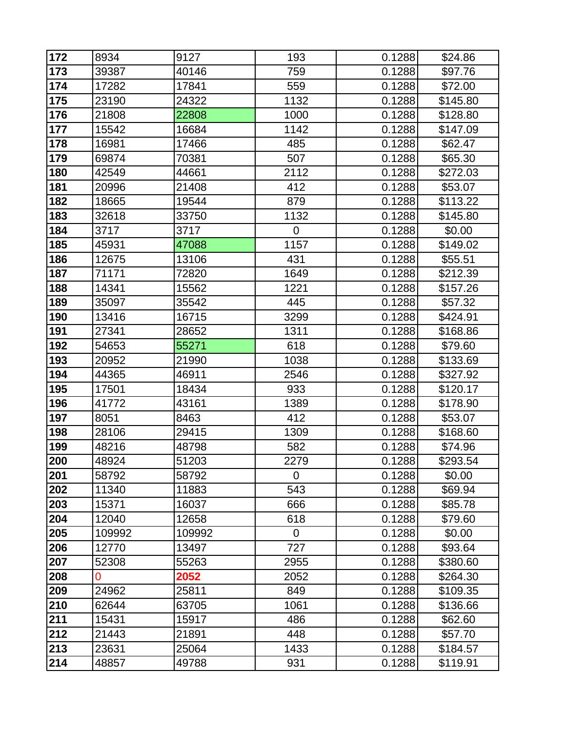| | | | | | |
|---|---|---|---|---|---|
| **172** | 8934 | 9127 | 193 | 0.1288 | $24.86 |
| **173** | 39387 | 40146 | 759 | 0.1288 | $97.76 |
| **174** | 17282 | 17841 | 559 | 0.1288 | $72.00 |
| **175** | 23190 | 24322 | 1132 | 0.1288 | $145.80 |
| **176** | 21808 | 22808 | 1000 | 0.1288 | $128.80 |
| **177** | 15542 | 16684 | 1142 | 0.1288 | $147.09 |
| **178** | 16981 | 17466 | 485 | 0.1288 | $62.47 |
| **179** | 69874 | 70381 | 507 | 0.1288 | $65.30 |
| **180** | 42549 | 44661 | 2112 | 0.1288 | $272.03 |
| **181** | 20996 | 21408 | 412 | 0.1288 | $53.07 |
| **182** | 18665 | 19544 | 879 | 0.1288 | $113.22 |
| **183** | 32618 | 33750 | 1132 | 0.1288 | $145.80 |
| **184** | 3717 | 3717 | 0 | 0.1288 | $0.00 |
| **185** | 45931 | 47088 | 1157 | 0.1288 | $149.02 |
| **186** | 12675 | 13106 | 431 | 0.1288 | $55.51 |
| **187** | 71171 | 72820 | 1649 | 0.1288 | $212.39 |
| **188** | 14341 | 15562 | 1221 | 0.1288 | $157.26 |
| **189** | 35097 | 35542 | 445 | 0.1288 | $57.32 |
| **190** | 13416 | 16715 | 3299 | 0.1288 | $424.91 |
| **191** | 27341 | 28652 | 1311 | 0.1288 | $168.86 |
| **192** | 54653 | 55271 | 618 | 0.1288 | $79.60 |
| **193** | 20952 | 21990 | 1038 | 0.1288 | $133.69 |
| **194** | 44365 | 46911 | 2546 | 0.1288 | $327.92 |
| **195** | 17501 | 18434 | 933 | 0.1288 | $120.17 |
| **196** | 41772 | 43161 | 1389 | 0.1288 | $178.90 |
| **197** | 8051 | 8463 | 412 | 0.1288 | $53.07 |
| **198** | 28106 | 29415 | 1309 | 0.1288 | $168.60 |
| **199** | 48216 | 48798 | 582 | 0.1288 | $74.96 |
| **200** | 48924 | 51203 | 2279 | 0.1288 | $293.54 |
| **201** | 58792 | 58792 | 0 | 0.1288 | $0.00 |
| **202** | 11340 | 11883 | 543 | 0.1288 | $69.94 |
| **203** | 15371 | 16037 | 666 | 0.1288 | $85.78 |
| **204** | 12040 | 12658 | 618 | 0.1288 | $79.60 |
| **205** | 109992 | 109992 | 0 | 0.1288 | $0.00 |
| **206** | 12770 | 13497 | 727 | 0.1288 | $93.64 |
| **207** | 52308 | 55263 | 2955 | 0.1288 | $380.60 |
| **208** | 0 | **2052** | 2052 | 0.1288 | $264.30 |
| **209** | 24962 | 25811 | 849 | 0.1288 | $109.35 |
| **210** | 62644 | 63705 | 1061 | 0.1288 | $136.66 |
| **211** | 15431 | 15917 | 486 | 0.1288 | $62.60 |
| **212** | 21443 | 21891 | 448 | 0.1288 | $57.70 |
| **213** | 23631 | 25064 | 1433 | 0.1288 | $184.57 |
| **214** | 48857 | 49788 | 931 | 0.1288 | $119.91 |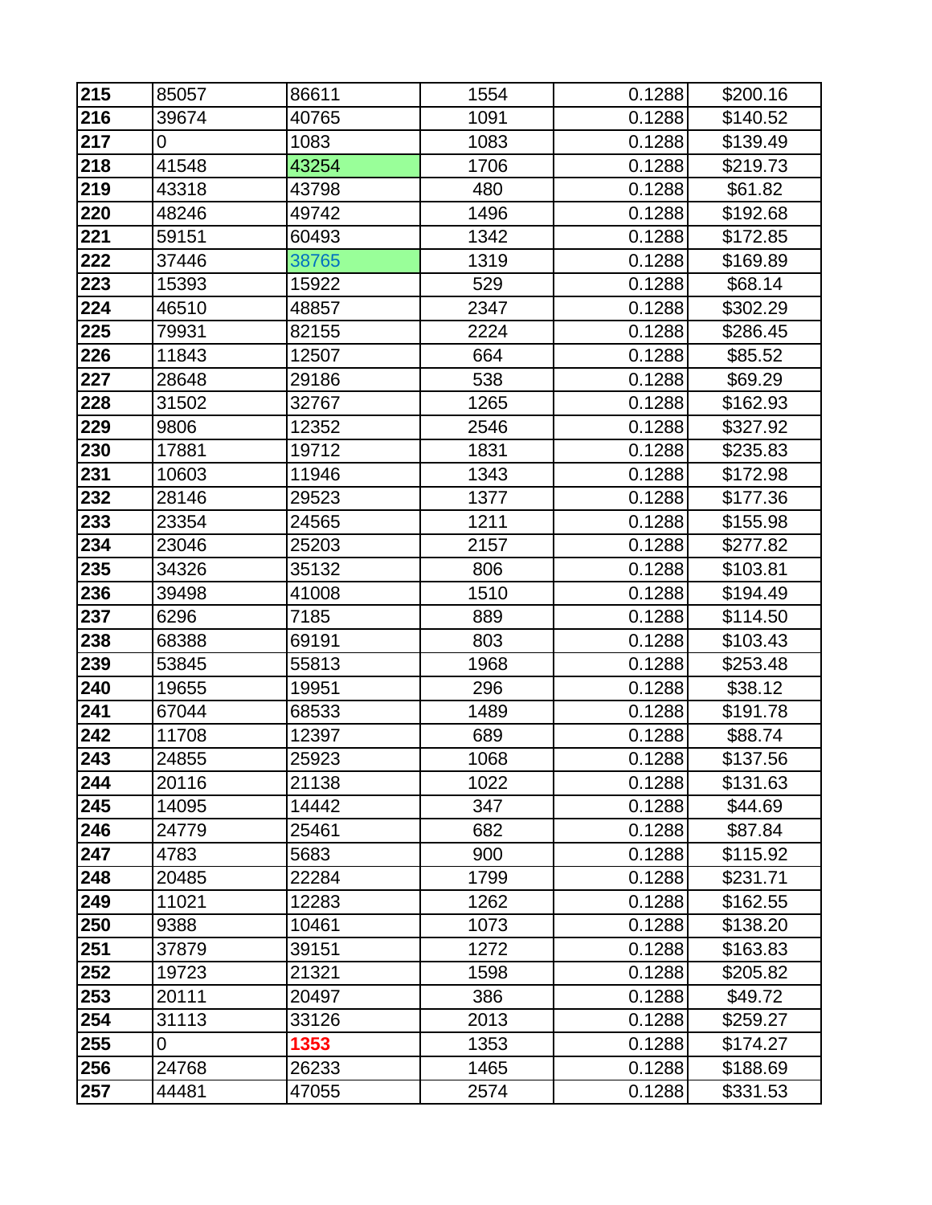| | | | | | |
|---|---|---|---|---|---|
| **215** | 85057 | 86611 | 1554 | 0.1288 | $200.16 |
| **216** | 39674 | 40765 | 1091 | 0.1288 | $140.52 |
| **217** | 0 | 1083 | 1083 | 0.1288 | $139.49 |
| **218** | 41548 | 43254 | 1706 | 0.1288 | $219.73 |
| **219** | 43318 | 43798 | 480 | 0.1288 | $61.82 |
| **220** | 48246 | 49742 | 1496 | 0.1288 | $192.68 |
| **221** | 59151 | 60493 | 1342 | 0.1288 | $172.85 |
| **222** | 37446 | 38765 | 1319 | 0.1288 | $169.89 |
| **223** | 15393 | 15922 | 529 | 0.1288 | $68.14 |
| **224** | 46510 | 48857 | 2347 | 0.1288 | $302.29 |
| **225** | 79931 | 82155 | 2224 | 0.1288 | $286.45 |
| **226** | 11843 | 12507 | 664 | 0.1288 | $85.52 |
| **227** | 28648 | 29186 | 538 | 0.1288 | $69.29 |
| **228** | 31502 | 32767 | 1265 | 0.1288 | $162.93 |
| **229** | 9806 | 12352 | 2546 | 0.1288 | $327.92 |
| **230** | 17881 | 19712 | 1831 | 0.1288 | $235.83 |
| **231** | 10603 | 11946 | 1343 | 0.1288 | $172.98 |
| **232** | 28146 | 29523 | 1377 | 0.1288 | $177.36 |
| **233** | 23354 | 24565 | 1211 | 0.1288 | $155.98 |
| **234** | 23046 | 25203 | 2157 | 0.1288 | $277.82 |
| **235** | 34326 | 35132 | 806 | 0.1288 | $103.81 |
| **236** | 39498 | 41008 | 1510 | 0.1288 | $194.49 |
| **237** | 6296 | 7185 | 889 | 0.1288 | $114.50 |
| **238** | 68388 | 69191 | 803 | 0.1288 | $103.43 |
| **239** | 53845 | 55813 | 1968 | 0.1288 | $253.48 |
| **240** | 19655 | 19951 | 296 | 0.1288 | $38.12 |
| **241** | 67044 | 68533 | 1489 | 0.1288 | $191.78 |
| **242** | 11708 | 12397 | 689 | 0.1288 | $88.74 |
| **243** | 24855 | 25923 | 1068 | 0.1288 | $137.56 |
| **244** | 20116 | 21138 | 1022 | 0.1288 | $131.63 |
| **245** | 14095 | 14442 | 347 | 0.1288 | $44.69 |
| **246** | 24779 | 25461 | 682 | 0.1288 | $87.84 |
| **247** | 4783 | 5683 | 900 | 0.1288 | $115.92 |
| **248** | 20485 | 22284 | 1799 | 0.1288 | $231.71 |
| **249** | 11021 | 12283 | 1262 | 0.1288 | $162.55 |
| **250** | 9388 | 10461 | 1073 | 0.1288 | $138.20 |
| **251** | 37879 | 39151 | 1272 | 0.1288 | $163.83 |
| **252** | 19723 | 21321 | 1598 | 0.1288 | $205.82 |
| **253** | 20111 | 20497 | 386 | 0.1288 | $49.72 |
| **254** | 31113 | 33126 | 2013 | 0.1288 | $259.27 |
| **255** | 0 | **1353** | 1353 | 0.1288 | $174.27 |
| **256** | 24768 | 26233 | 1465 | 0.1288 | $188.69 |
| **257** | 44481 | 47055 | 2574 | 0.1288 | $331.53 |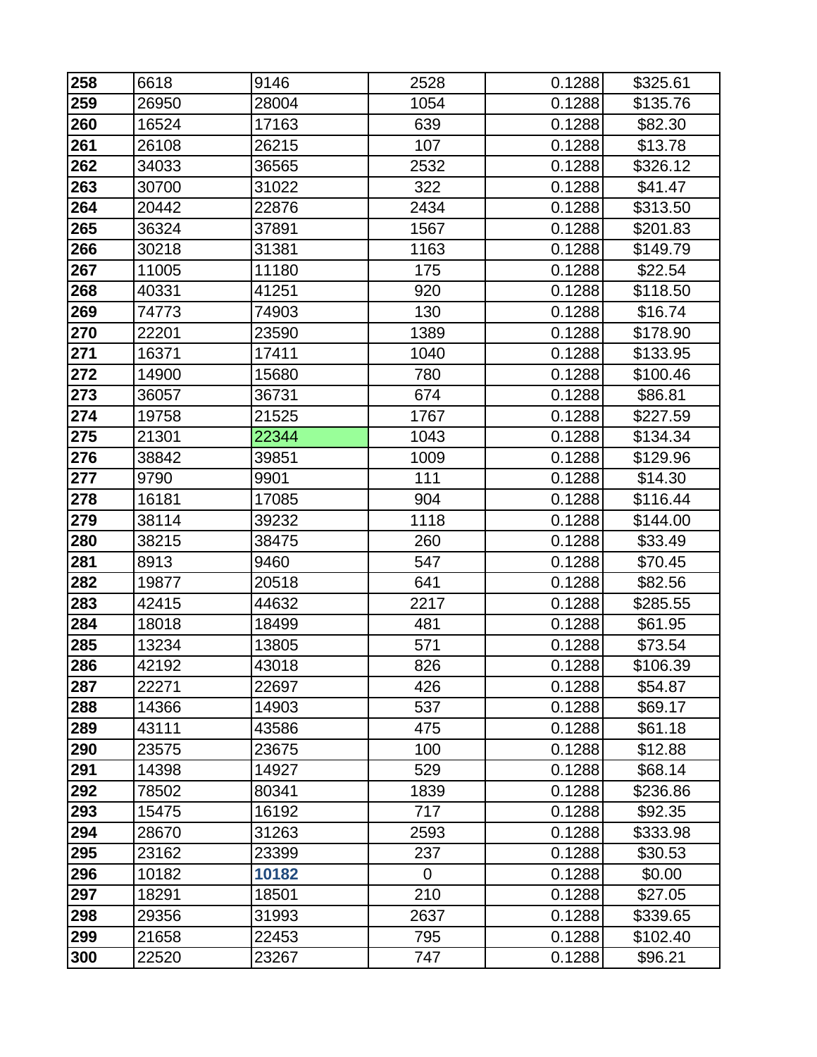| | | | | | |
|---|---|---|---|---|---|
| **258** | 6618 | 9146 | 2528 | 0.1288 | $325.61 |
| **259** | 26950 | 28004 | 1054 | 0.1288 | $135.76 |
| **260** | 16524 | 17163 | 639 | 0.1288 | $82.30 |
| **261** | 26108 | 26215 | 107 | 0.1288 | $13.78 |
| **262** | 34033 | 36565 | 2532 | 0.1288 | $326.12 |
| **263** | 30700 | 31022 | 322 | 0.1288 | $41.47 |
| **264** | 20442 | 22876 | 2434 | 0.1288 | $313.50 |
| **265** | 36324 | 37891 | 1567 | 0.1288 | $201.83 |
| **266** | 30218 | 31381 | 1163 | 0.1288 | $149.79 |
| **267** | 11005 | 11180 | 175 | 0.1288 | $22.54 |
| **268** | 40331 | 41251 | 920 | 0.1288 | $118.50 |
| **269** | 74773 | 74903 | 130 | 0.1288 | $16.74 |
| **270** | 22201 | 23590 | 1389 | 0.1288 | $178.90 |
| **271** | 16371 | 17411 | 1040 | 0.1288 | $133.95 |
| **272** | 14900 | 15680 | 780 | 0.1288 | $100.46 |
| **273** | 36057 | 36731 | 674 | 0.1288 | $86.81 |
| **274** | 19758 | 21525 | 1767 | 0.1288 | $227.59 |
| **275** | 21301 | 22344 | 1043 | 0.1288 | $134.34 |
| **276** | 38842 | 39851 | 1009 | 0.1288 | $129.96 |
| **277** | 9790 | 9901 | 111 | 0.1288 | $14.30 |
| **278** | 16181 | 17085 | 904 | 0.1288 | $116.44 |
| **279** | 38114 | 39232 | 1118 | 0.1288 | $144.00 |
| **280** | 38215 | 38475 | 260 | 0.1288 | $33.49 |
| **281** | 8913 | 9460 | 547 | 0.1288 | $70.45 |
| **282** | 19877 | 20518 | 641 | 0.1288 | $82.56 |
| **283** | 42415 | 44632 | 2217 | 0.1288 | $285.55 |
| **284** | 18018 | 18499 | 481 | 0.1288 | $61.95 |
| **285** | 13234 | 13805 | 571 | 0.1288 | $73.54 |
| **286** | 42192 | 43018 | 826 | 0.1288 | $106.39 |
| **287** | 22271 | 22697 | 426 | 0.1288 | $54.87 |
| **288** | 14366 | 14903 | 537 | 0.1288 | $69.17 |
| **289** | 43111 | 43586 | 475 | 0.1288 | $61.18 |
| **290** | 23575 | 23675 | 100 | 0.1288 | $12.88 |
| **291** | 14398 | 14927 | 529 | 0.1288 | $68.14 |
| **292** | 78502 | 80341 | 1839 | 0.1288 | $236.86 |
| **293** | 15475 | 16192 | 717 | 0.1288 | $92.35 |
| **294** | 28670 | 31263 | 2593 | 0.1288 | $333.98 |
| **295** | 23162 | 23399 | 237 | 0.1288 | $30.53 |
| **296** | 10182 | **10182** | 0 | 0.1288 | $0.00 |
| **297** | 18291 | 18501 | 210 | 0.1288 | $27.05 |
| **298** | 29356 | 31993 | 2637 | 0.1288 | $339.65 |
| **299** | 21658 | 22453 | 795 | 0.1288 | $102.40 |
| **300** | 22520 | 23267 | 747 | 0.1288 | $96.21 |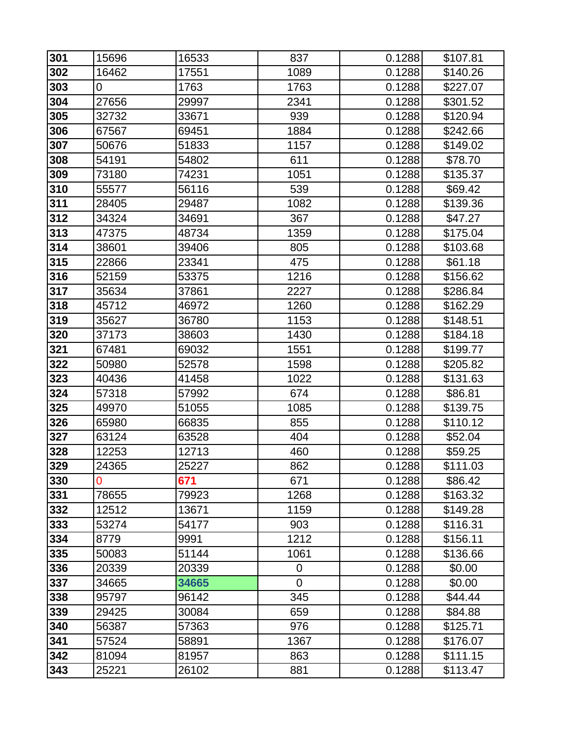| | | | | | |
|---|---|---|---|---|---|
| **301** | 15696 | 16533 | 837 | 0.1288 | $107.81 |
| **302** | 16462 | 17551 | 1089 | 0.1288 | $140.26 |
| **303** | 0 | 1763 | 1763 | 0.1288 | $227.07 |
| **304** | 27656 | 29997 | 2341 | 0.1288 | $301.52 |
| **305** | 32732 | 33671 | 939 | 0.1288 | $120.94 |
| **306** | 67567 | 69451 | 1884 | 0.1288 | $242.66 |
| **307** | 50676 | 51833 | 1157 | 0.1288 | $149.02 |
| **308** | 54191 | 54802 | 611 | 0.1288 | $78.70 |
| **309** | 73180 | 74231 | 1051 | 0.1288 | $135.37 |
| **310** | 55577 | 56116 | 539 | 0.1288 | $69.42 |
| **311** | 28405 | 29487 | 1082 | 0.1288 | $139.36 |
| **312** | 34324 | 34691 | 367 | 0.1288 | $47.27 |
| **313** | 47375 | 48734 | 1359 | 0.1288 | $175.04 |
| **314** | 38601 | 39406 | 805 | 0.1288 | $103.68 |
| **315** | 22866 | 23341 | 475 | 0.1288 | $61.18 |
| **316** | 52159 | 53375 | 1216 | 0.1288 | $156.62 |
| **317** | 35634 | 37861 | 2227 | 0.1288 | $286.84 |
| **318** | 45712 | 46972 | 1260 | 0.1288 | $162.29 |
| **319** | 35627 | 36780 | 1153 | 0.1288 | $148.51 |
| **320** | 37173 | 38603 | 1430 | 0.1288 | $184.18 |
| **321** | 67481 | 69032 | 1551 | 0.1288 | $199.77 |
| **322** | 50980 | 52578 | 1598 | 0.1288 | $205.82 |
| **323** | 40436 | 41458 | 1022 | 0.1288 | $131.63 |
| **324** | 57318 | 57992 | 674 | 0.1288 | $86.81 |
| **325** | 49970 | 51055 | 1085 | 0.1288 | $139.75 |
| **326** | 65980 | 66835 | 855 | 0.1288 | $110.12 |
| **327** | 63124 | 63528 | 404 | 0.1288 | $52.04 |
| **328** | 12253 | 12713 | 460 | 0.1288 | $59.25 |
| **329** | 24365 | 25227 | 862 | 0.1288 | $111.03 |
| **330** | 0 | **671** | 671 | 0.1288 | $86.42 |
| **331** | 78655 | 79923 | 1268 | 0.1288 | $163.32 |
| **332** | 12512 | 13671 | 1159 | 0.1288 | $149.28 |
| **333** | 53274 | 54177 | 903 | 0.1288 | $116.31 |
| **334** | 8779 | 9991 | 1212 | 0.1288 | $156.11 |
| **335** | 50083 | 51144 | 1061 | 0.1288 | $136.66 |
| **336** | 20339 | 20339 | 0 | 0.1288 | $0.00 |
| **337** | 34665 | **34665** | 0 | 0.1288 | $0.00 |
| **338** | 95797 | 96142 | 345 | 0.1288 | $44.44 |
| **339** | 29425 | 30084 | 659 | 0.1288 | $84.88 |
| **340** | 56387 | 57363 | 976 | 0.1288 | $125.71 |
| **341** | 57524 | 58891 | 1367 | 0.1288 | $176.07 |
| **342** | 81094 | 81957 | 863 | 0.1288 | $111.15 |
| **343** | 25221 | 26102 | 881 | 0.1288 | $113.47 |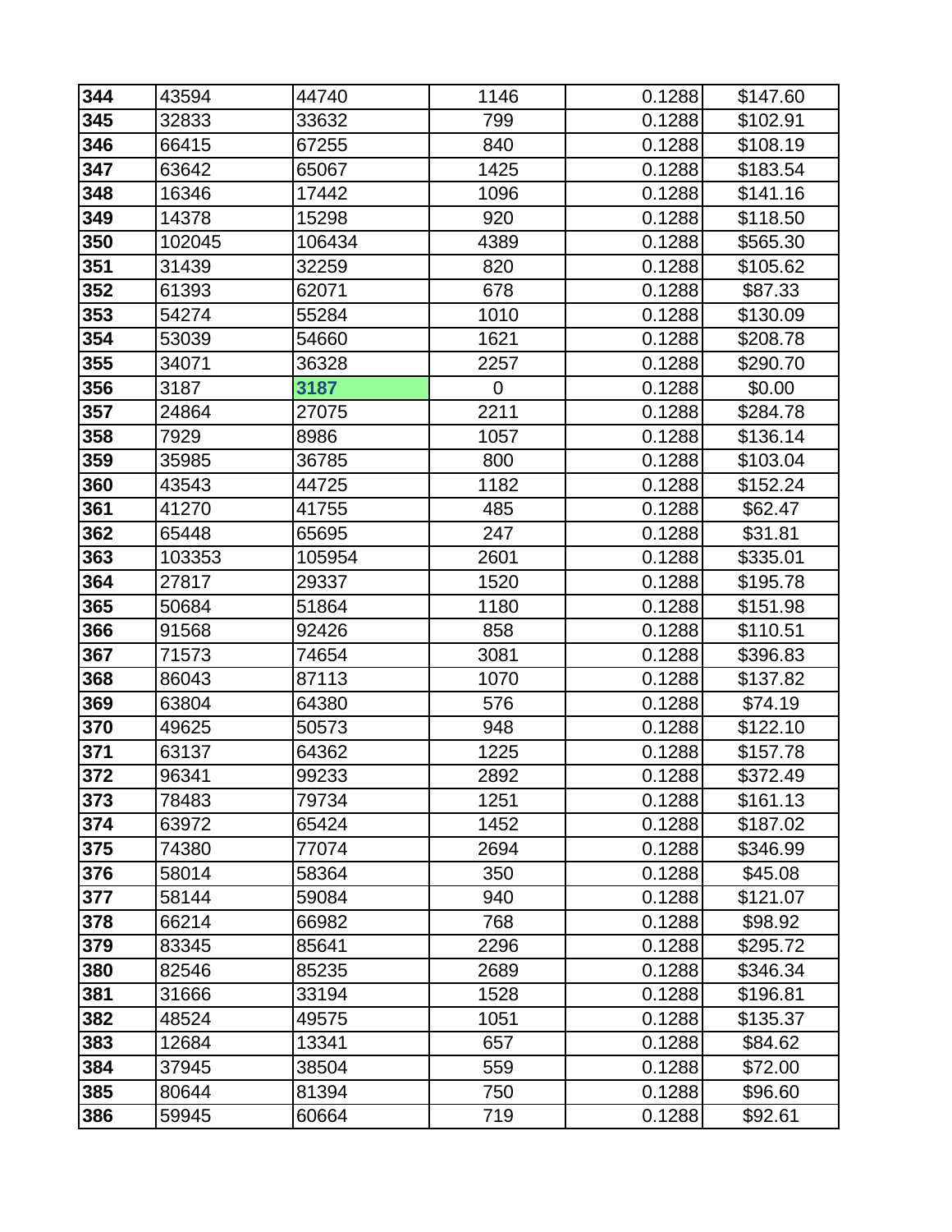| | | | | | |
|---|---|---|---|---|---|
| **344** | 43594 | 44740 | 1146 | 0.1288 | $147.60 |
| **345** | 32833 | 33632 | 799 | 0.1288 | $102.91 |
| **346** | 66415 | 67255 | 840 | 0.1288 | $108.19 |
| **347** | 63642 | 65067 | 1425 | 0.1288 | $183.54 |
| **348** | 16346 | 17442 | 1096 | 0.1288 | $141.16 |
| **349** | 14378 | 15298 | 920 | 0.1288 | $118.50 |
| **350** | 102045 | 106434 | 4389 | 0.1288 | $565.30 |
| **351** | 31439 | 32259 | 820 | 0.1288 | $105.62 |
| **352** | 61393 | 62071 | 678 | 0.1288 | $87.33 |
| **353** | 54274 | 55284 | 1010 | 0.1288 | $130.09 |
| **354** | 53039 | 54660 | 1621 | 0.1288 | $208.78 |
| **355** | 34071 | 36328 | 2257 | 0.1288 | $290.70 |
| **356** | 3187 | **3187** | 0 | 0.1288 | $0.00 |
| **357** | 24864 | 27075 | 2211 | 0.1288 | $284.78 |
| **358** | 7929 | 8986 | 1057 | 0.1288 | $136.14 |
| **359** | 35985 | 36785 | 800 | 0.1288 | $103.04 |
| **360** | 43543 | 44725 | 1182 | 0.1288 | $152.24 |
| **361** | 41270 | 41755 | 485 | 0.1288 | $62.47 |
| **362** | 65448 | 65695 | 247 | 0.1288 | $31.81 |
| **363** | 103353 | 105954 | 2601 | 0.1288 | $335.01 |
| **364** | 27817 | 29337 | 1520 | 0.1288 | $195.78 |
| **365** | 50684 | 51864 | 1180 | 0.1288 | $151.98 |
| **366** | 91568 | 92426 | 858 | 0.1288 | $110.51 |
| **367** | 71573 | 74654 | 3081 | 0.1288 | $396.83 |
| **368** | 86043 | 87113 | 1070 | 0.1288 | $137.82 |
| **369** | 63804 | 64380 | 576 | 0.1288 | $74.19 |
| **370** | 49625 | 50573 | 948 | 0.1288 | $122.10 |
| **371** | 63137 | 64362 | 1225 | 0.1288 | $157.78 |
| **372** | 96341 | 99233 | 2892 | 0.1288 | $372.49 |
| **373** | 78483 | 79734 | 1251 | 0.1288 | $161.13 |
| **374** | 63972 | 65424 | 1452 | 0.1288 | $187.02 |
| **375** | 74380 | 77074 | 2694 | 0.1288 | $346.99 |
| **376** | 58014 | 58364 | 350 | 0.1288 | $45.08 |
| **377** | 58144 | 59084 | 940 | 0.1288 | $121.07 |
| **378** | 66214 | 66982 | 768 | 0.1288 | $98.92 |
| **379** | 83345 | 85641 | 2296 | 0.1288 | $295.72 |
| **380** | 82546 | 85235 | 2689 | 0.1288 | $346.34 |
| **381** | 31666 | 33194 | 1528 | 0.1288 | $196.81 |
| **382** | 48524 | 49575 | 1051 | 0.1288 | $135.37 |
| **383** | 12684 | 13341 | 657 | 0.1288 | $84.62 |
| **384** | 37945 | 38504 | 559 | 0.1288 | $72.00 |
| **385** | 80644 | 81394 | 750 | 0.1288 | $96.60 |
| **386** | 59945 | 60664 | 719 | 0.1288 | $92.61 |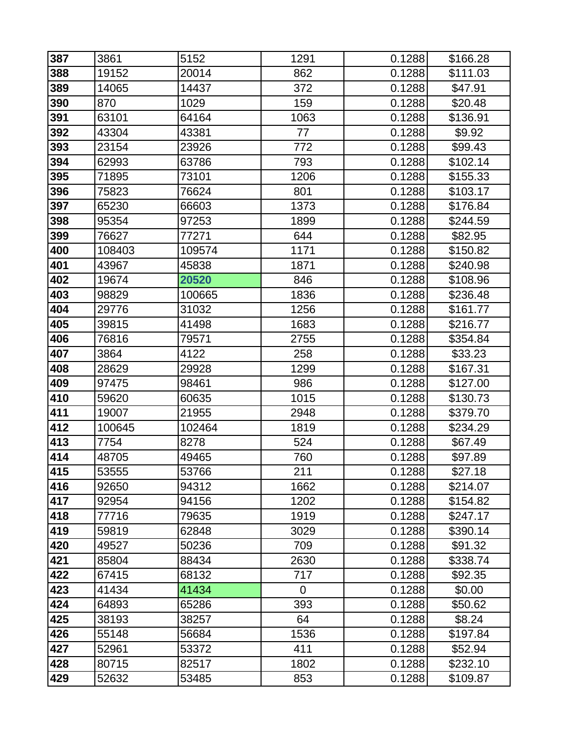| **387** | 3861 | 5152 | 1291 | 0.1288 | $166.28 |
|---|---|---|---|---|---|
| **388** | 19152 | 20014 | 862 | 0.1288 | $111.03 |
| **389** | 14065 | 14437 | 372 | 0.1288 | $47.91 |
| **390** | 870 | 1029 | 159 | 0.1288 | $20.48 |
| **391** | 63101 | 64164 | 1063 | 0.1288 | $136.91 |
| **392** | 43304 | 43381 | 77 | 0.1288 | $9.92 |
| **393** | 23154 | 23926 | 772 | 0.1288 | $99.43 |
| **394** | 62993 | 63786 | 793 | 0.1288 | $102.14 |
| **395** | 71895 | 73101 | 1206 | 0.1288 | $155.33 |
| **396** | 75823 | 76624 | 801 | 0.1288 | $103.17 |
| **397** | 65230 | 66603 | 1373 | 0.1288 | $176.84 |
| **398** | 95354 | 97253 | 1899 | 0.1288 | $244.59 |
| **399** | 76627 | 77271 | 644 | 0.1288 | $82.95 |
| **400** | 108403 | 109574 | 1171 | 0.1288 | $150.82 |
| **401** | 43967 | 45838 | 1871 | 0.1288 | $240.98 |
| **402** | 19674 | **20520** | 846 | 0.1288 | $108.96 |
| **403** | 98829 | 100665 | 1836 | 0.1288 | $236.48 |
| **404** | 29776 | 31032 | 1256 | 0.1288 | $161.77 |
| **405** | 39815 | 41498 | 1683 | 0.1288 | $216.77 |
| **406** | 76816 | 79571 | 2755 | 0.1288 | $354.84 |
| **407** | 3864 | 4122 | 258 | 0.1288 | $33.23 |
| **408** | 28629 | 29928 | 1299 | 0.1288 | $167.31 |
| **409** | 97475 | 98461 | 986 | 0.1288 | $127.00 |
| **410** | 59620 | 60635 | 1015 | 0.1288 | $130.73 |
| **411** | 19007 | 21955 | 2948 | 0.1288 | $379.70 |
| **412** | 100645 | 102464 | 1819 | 0.1288 | $234.29 |
| **413** | 7754 | 8278 | 524 | 0.1288 | $67.49 |
| **414** | 48705 | 49465 | 760 | 0.1288 | $97.89 |
| **415** | 53555 | 53766 | 211 | 0.1288 | $27.18 |
| **416** | 92650 | 94312 | 1662 | 0.1288 | $214.07 |
| **417** | 92954 | 94156 | 1202 | 0.1288 | $154.82 |
| **418** | 77716 | 79635 | 1919 | 0.1288 | $247.17 |
| **419** | 59819 | 62848 | 3029 | 0.1288 | $390.14 |
| **420** | 49527 | 50236 | 709 | 0.1288 | $91.32 |
| **421** | 85804 | 88434 | 2630 | 0.1288 | $338.74 |
| **422** | 67415 | 68132 | 717 | 0.1288 | $92.35 |
| **423** | 41434 | 41434 | 0 | 0.1288 | $0.00 |
| **424** | 64893 | 65286 | 393 | 0.1288 | $50.62 |
| **425** | 38193 | 38257 | 64 | 0.1288 | $8.24 |
| **426** | 55148 | 56684 | 1536 | 0.1288 | $197.84 |
| **427** | 52961 | 53372 | 411 | 0.1288 | $52.94 |
| **428** | 80715 | 82517 | 1802 | 0.1288 | $232.10 |
| **429** | 52632 | 53485 | 853 | 0.1288 | $109.87 |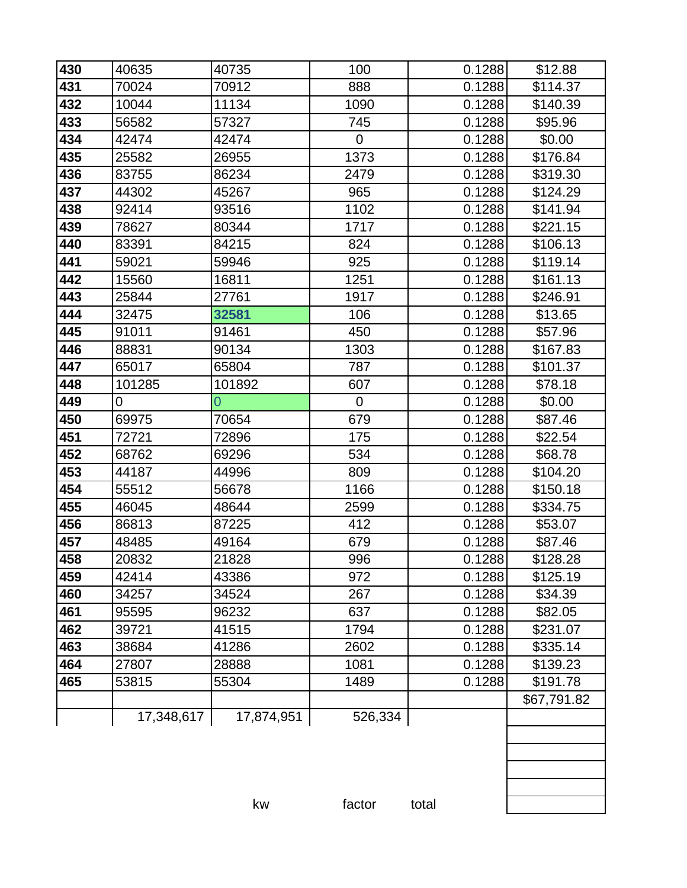| | | | | | |
|---|---|---|---|---|---|
| **430** | 40635 | 40735 | 100 | 0.1288 | $12.88 |
| **431** | 70024 | 70912 | 888 | 0.1288 | $114.37 |
| **432** | 10044 | 11134 | 1090 | 0.1288 | $140.39 |
| **433** | 56582 | 57327 | 745 | 0.1288 | $95.96 |
| **434** | 42474 | 42474 | 0 | 0.1288 | $0.00 |
| **435** | 25582 | 26955 | 1373 | 0.1288 | $176.84 |
| **436** | 83755 | 86234 | 2479 | 0.1288 | $319.30 |
| **437** | 44302 | 45267 | 965 | 0.1288 | $124.29 |
| **438** | 92414 | 93516 | 1102 | 0.1288 | $141.94 |
| **439** | 78627 | 80344 | 1717 | 0.1288 | $221.15 |
| **440** | 83391 | 84215 | 824 | 0.1288 | $106.13 |
| **441** | 59021 | 59946 | 925 | 0.1288 | $119.14 |
| **442** | 15560 | 16811 | 1251 | 0.1288 | $161.13 |
| **443** | 25844 | 27761 | 1917 | 0.1288 | $246.91 |
| **444** | 32475 | **32581** | 106 | 0.1288 | $13.65 |
| **445** | 91011 | 91461 | 450 | 0.1288 | $57.96 |
| **446** | 88831 | 90134 | 1303 | 0.1288 | $167.83 |
| **447** | 65017 | 65804 | 787 | 0.1288 | $101.37 |
| **448** | 101285 | 101892 | 607 | 0.1288 | $78.18 |
| **449** | 0 | 0 | 0 | 0.1288 | $0.00 |
| **450** | 69975 | 70654 | 679 | 0.1288 | $87.46 |
| **451** | 72721 | 72896 | 175 | 0.1288 | $22.54 |
| **452** | 68762 | 69296 | 534 | 0.1288 | $68.78 |
| **453** | 44187 | 44996 | 809 | 0.1288 | $104.20 |
| **454** | 55512 | 56678 | 1166 | 0.1288 | $150.18 |
| **455** | 46045 | 48644 | 2599 | 0.1288 | $334.75 |
| **456** | 86813 | 87225 | 412 | 0.1288 | $53.07 |
| **457** | 48485 | 49164 | 679 | 0.1288 | $87.46 |
| **458** | 20832 | 21828 | 996 | 0.1288 | $128.28 |
| **459** | 42414 | 43386 | 972 | 0.1288 | $125.19 |
| **460** | 34257 | 34524 | 267 | 0.1288 | $34.39 |
| **461** | 95595 | 96232 | 637 | 0.1288 | $82.05 |
| **462** | 39721 | 41515 | 1794 | 0.1288 | $231.07 |
| **463** | 38684 | 41286 | 2602 | 0.1288 | $335.14 |
| **464** | 27807 | 28888 | 1081 | 0.1288 | $139.23 |
| **465** | 53815 | 55304 | 1489 | 0.1288 | $191.78 |
| | | | | | $67,791.82 |
| | 17,348,617 | 17,874,951 | 526,334 | | |
| | | kw | factor | total | |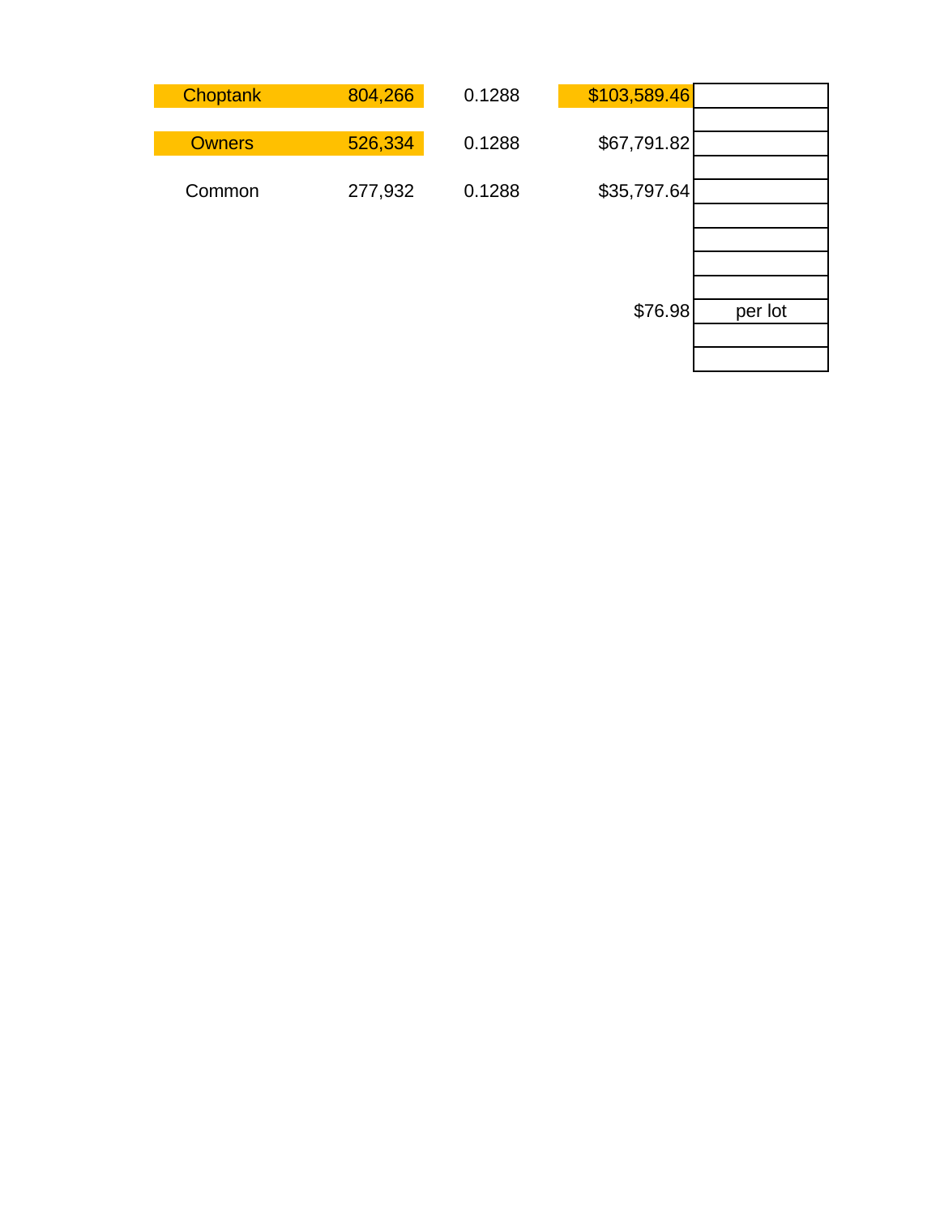| | | | | |
|---|---|---|---|---|
| Choptank | 804,266 | 0.1288 | $103,589.46 | |
| Owners | 526,334 | 0.1288 | $67,791.82 | |
| Common | 277,932 | 0.1288 | $35,797.64 | |
| | | | $76.98 | per lot |